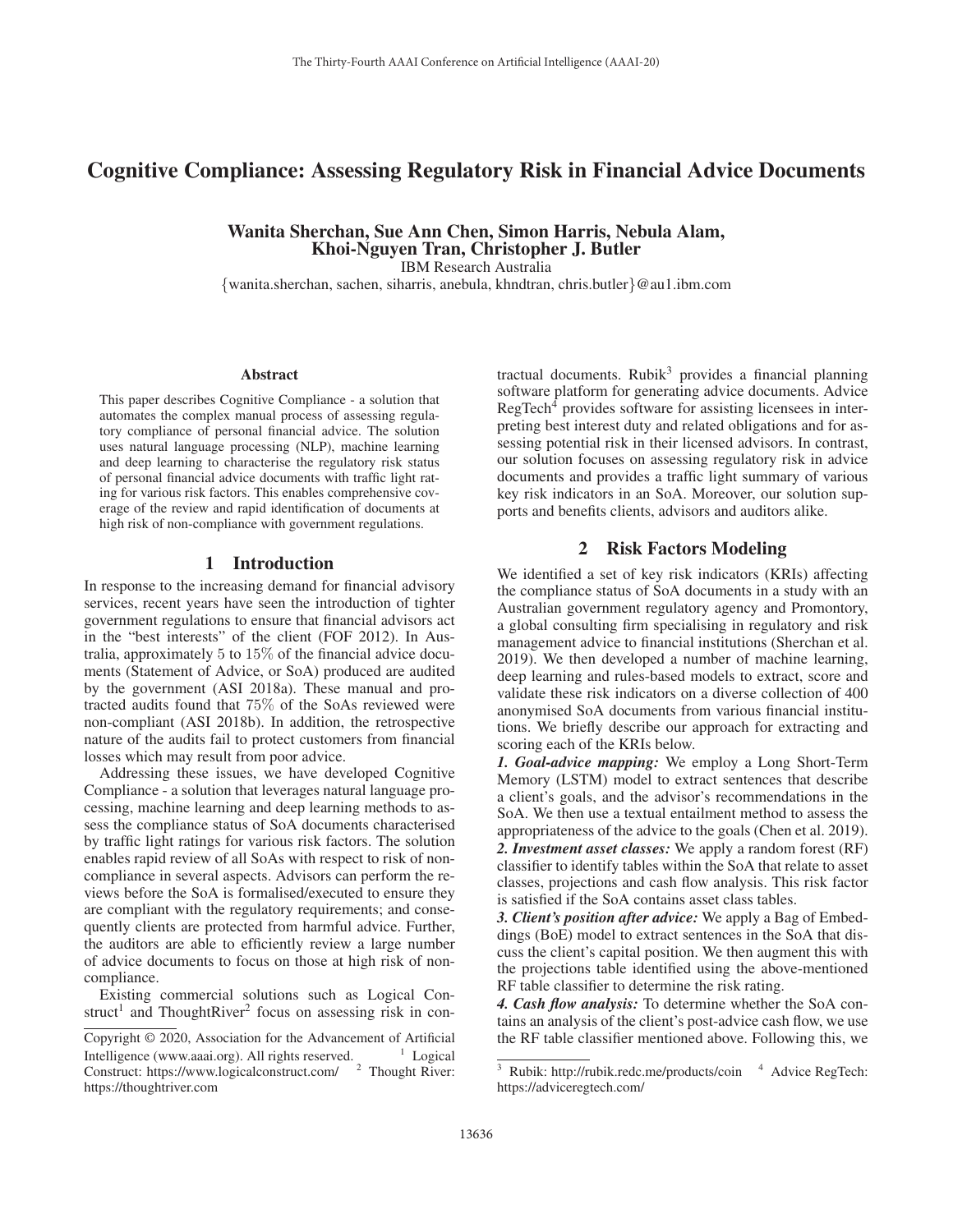# Cognitive Compliance: Assessing Regulatory Risk in Financial Advice Documents

**Wanita Sherchan, Sue Ann Chen, Simon Harris, Nebula Alam, Khoi-Nguyen Tran, Christopher J. Butler**

IBM Research Australia

{wanita.sherchan, sachen, siharris, anebula, khndtran, chris.butler}@au1.ibm.com

### Abstract

This paper describes Cognitive Compliance - a solution that automates the complex manual process of assessing regulatory compliance of personal financial advice. The solution uses natural language processing (NLP), machine learning and deep learning to characterise the regulatory risk status of personal financial advice documents with traffic light rating for various risk factors. This enables comprehensive coverage of the review and rapid identification of documents at high risk of non-compliance with government regulations.

## 1 Introduction

In response to the increasing demand for financial advisory services, recent years have seen the introduction of tighter government regulations to ensure that financial advisors act in the "best interests" of the client (FOF 2012). In Australia, approximately 5 to 15% of the financial advice documents (Statement of Advice, or SoA) produced are audited by the government (ASI 2018a). These manual and protracted audits found that 75% of the SoAs reviewed were non-compliant (ASI 2018b). In addition, the retrospective nature of the audits fail to protect customers from financial losses which may result from poor advice.

Addressing these issues, we have developed Cognitive Compliance - a solution that leverages natural language processing, machine learning and deep learning methods to assess the compliance status of SoA documents characterised by traffic light ratings for various risk factors. The solution enables rapid review of all SoAs with respect to risk of non-compliance in several aspects. Advisors can perform the reviews before the SoA is formalised/executed to ensure they are compliant with the regulatory requirements; and consequently clients are protected from harmful advice. Further, the auditors are able to efficiently review a large number of advice documents to focus on those at high risk of non-compliance.

Existing commercial solutions such as Logical Construct[1] and ThoughtRiver[2] focus on assessing risk in contractual documents. Rubik[3] provides a financial planning software platform for generating advice documents. Advice RegTech[4] provides software for assisting licensees in interpreting best interest duty and related obligations and for assessing potential risk in their licensed advisors. In contrast, our solution focuses on assessing regulatory risk in advice documents and provides a traffic light summary of various key risk indicators in an SoA. Moreover, our solution supports and benefits clients, advisors and auditors alike.

## 2 Risk Factors Modeling

We identified a set of key risk indicators (KRIs) affecting the compliance status of SoA documents in a study with an Australian government regulatory agency and Promontory, a global consulting firm specialising in regulatory and risk management advice to financial institutions (Sherchan et al. 2019). We then developed a number of machine learning, deep learning and rules-based models to extract, score and validate these risk indicators on a diverse collection of 400 anonymised SoA documents from various financial institutions. We briefly describe our approach for extracting and scoring each of the KRIs below.

***1. Goal-advice mapping:*** We employ a Long Short-Term Memory (LSTM) model to extract sentences that describe a client's goals, and the advisor's recommendations in the SoA. We then use a textual entailment method to assess the appropriateness of the advice to the goals (Chen et al. 2019).

***2. Investment asset classes:*** We apply a random forest (RF) classifier to identify tables within the SoA that relate to asset classes, projections and cash flow analysis. This risk factor is satisfied if the SoA contains asset class tables.

***3. Client's position after advice:*** We apply a Bag of Embeddings (BoE) model to extract sentences in the SoA that discuss the client's capital position. We then augment this with the projections table identified using the above-mentioned RF table classifier to determine the risk rating.

***4. Cash flow analysis:*** To determine whether the SoA contains an analysis of the client's post-advice cash flow, we use the RF table classifier mentioned above. Following this, we

---

Copyright © 2020, Association for the Advancement of Artificial Intelligence (www.aaai.org). All rights reserved.

[1] Logical Construct: https://www.logicalconstruct.com/

[2] Thought River: https://thoughtriver.com

[3] Rubik: http://rubik.redc.me/products/coin

[4] Advice RegTech: https://adviceregtech.com/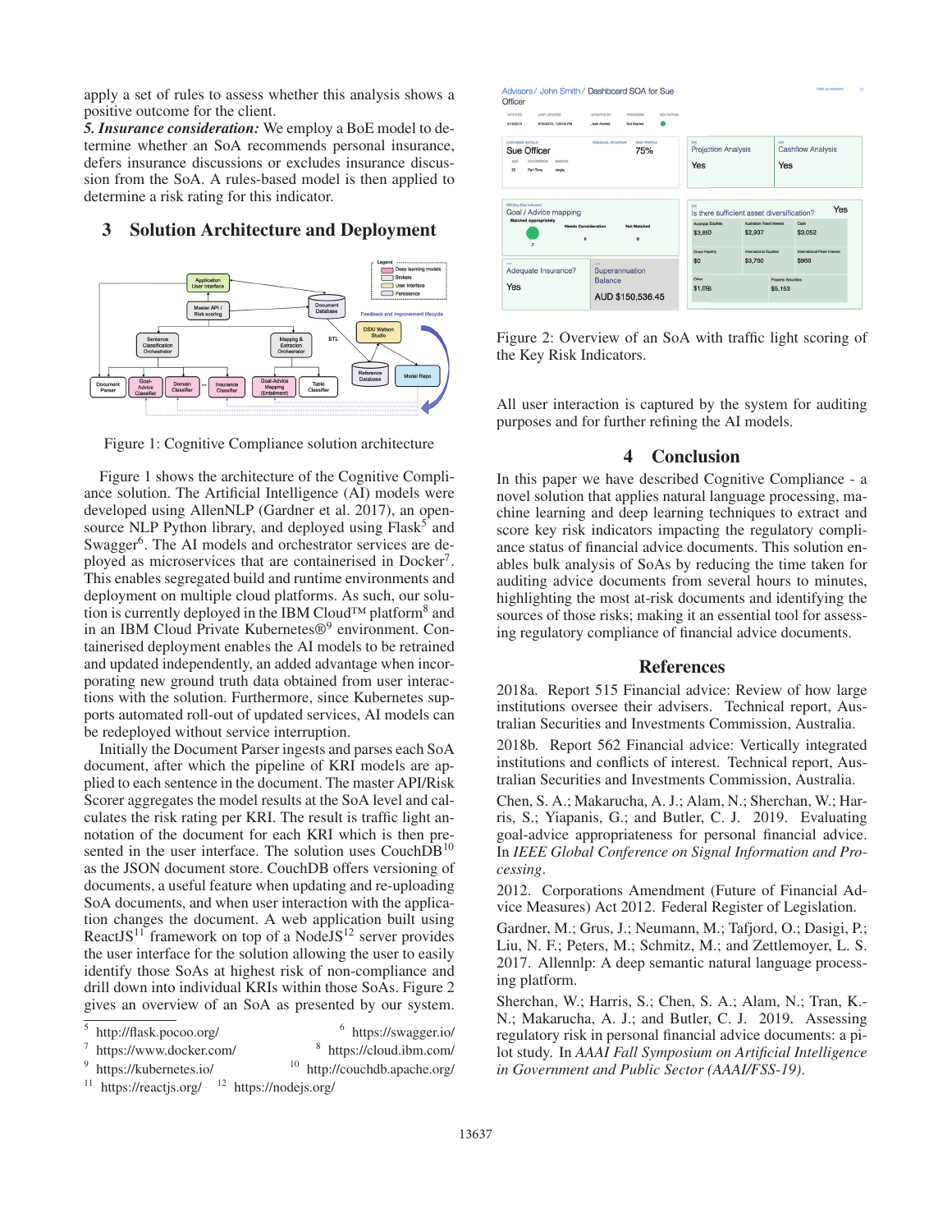apply a set of rules to assess whether this analysis shows a positive outcome for the client.

***5. Insurance consideration:*** We employ a BoE model to determine whether an SoA recommends personal insurance, defers insurance discussions or excludes insurance discussion from the SoA. A rules-based model is then applied to determine a risk rating for this indicator.

## 3 Solution Architecture and Deployment

Figure 1: Cognitive Compliance solution architecture

Figure 1 shows the architecture of the Cognitive Compliance solution. The Artificial Intelligence (AI) models were developed using AllenNLP (Gardner et al. 2017), an open-source NLP Python library, and deployed using Flask[5] and Swagger[6]. The AI models and orchestrator services are deployed as microservices that are containerised in Docker[7]. This enables segregated build and runtime environments and deployment on multiple cloud platforms. As such, our solution is currently deployed in the IBM Cloud™ platform[8] and in an IBM Cloud Private Kubernetes®[9] environment. Containerised deployment enables the AI models to be retrained and updated independently, an added advantage when incorporating new ground truth data obtained from user interactions with the solution. Furthermore, since Kubernetes supports automated roll-out of updated services, AI models can be redeployed without service interruption.

Initially the Document Parser ingests and parses each SoA document, after which the pipeline of KRI models are applied to each sentence in the document. The master API/Risk Scorer aggregates the model results at the SoA level and calculates the risk rating per KRI. The result is traffic light annotation of the document for each KRI which is then presented in the user interface. The solution uses CouchDB[10] as the JSON document store. CouchDB offers versioning of documents, a useful feature when updating and re-uploading SoA documents, and when user interaction with the application changes the document. A web application built using ReactJS[11] framework on top of a NodeJS[12] server provides the user interface for the solution allowing the user to easily identify those SoAs at highest risk of non-compliance and drill down into individual KRIs within those SoAs. Figure 2 gives an overview of an SoA as presented by our system.

[5] http://flask.pocoo.org/
[6] https://swagger.io/
[7] https://www.docker.com/
[8] https://cloud.ibm.com/
[9] https://kubernetes.io/
[10] http://couchdb.apache.org/
[11] https://reactjs.org/
[12] https://nodejs.org/

Figure 2: Overview of an SoA with traffic light scoring of the Key Risk Indicators.

All user interaction is captured by the system for auditing purposes and for further refining the AI models.

## 4 Conclusion

In this paper we have described Cognitive Compliance - a novel solution that applies natural language processing, machine learning and deep learning techniques to extract and score key risk indicators impacting the regulatory compliance status of financial advice documents. This solution enables bulk analysis of SoAs by reducing the time taken for auditing advice documents from several hours to minutes, highlighting the most at-risk documents and identifying the sources of those risks; making it an essential tool for assessing regulatory compliance of financial advice documents.

## References

2018a. Report 515 Financial advice: Review of how large institutions oversee their advisers. Technical report, Australian Securities and Investments Commission, Australia.

2018b. Report 562 Financial advice: Vertically integrated institutions and conflicts of interest. Technical report, Australian Securities and Investments Commission, Australia.

Chen, S. A.; Makarucha, A. J.; Alam, N.; Sherchan, W.; Harris, S.; Yiapanis, G.; and Butler, C. J. 2019. Evaluating goal-advice appropriateness for personal financial advice. In *IEEE Global Conference on Signal Information and Processing*.

2012. Corporations Amendment (Future of Financial Advice Measures) Act 2012. Federal Register of Legislation.

Gardner, M.; Grus, J.; Neumann, M.; Tafjord, O.; Dasigi, P.; Liu, N. F.; Peters, M.; Schmitz, M.; and Zettlemoyer, L. S. 2017. Allennlp: A deep semantic natural language processing platform.

Sherchan, W.; Harris, S.; Chen, S. A.; Alam, N.; Tran, K.-N.; Makarucha, A. J.; and Butler, C. J. 2019. Assessing regulatory risk in personal financial advice documents: a pilot study. In *AAAI Fall Symposium on Artificial Intelligence in Government and Public Sector (AAAI/FSS-19)*.